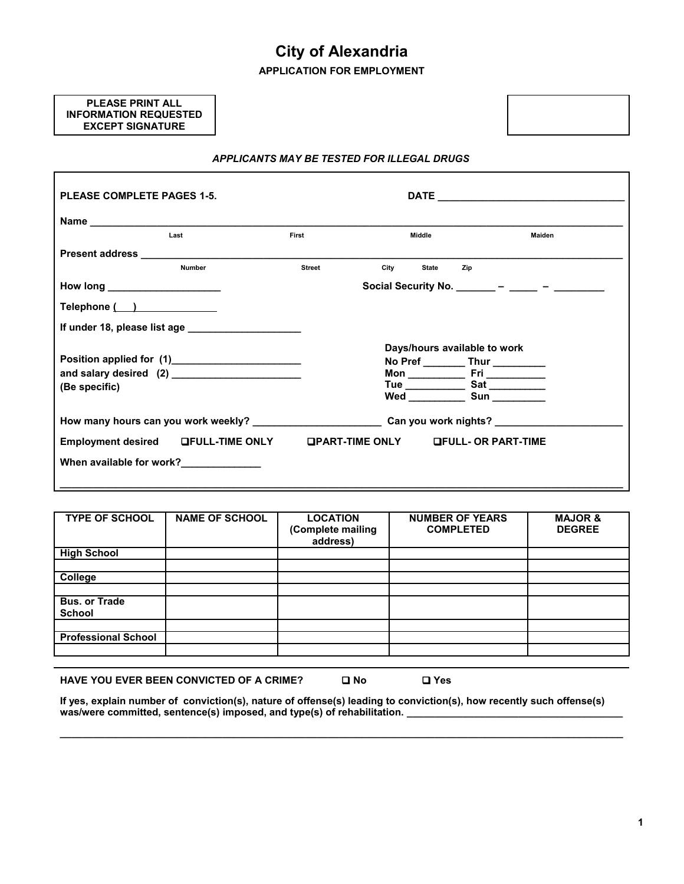# City of Alexandria

## APPLICATION FOR EMPLOYMENT

**PLEASE PRINT ALL INFORMATION REQUESTED EXCEPT SIGNATURE**

***APPLICANTS MAY BE TESTED FOR ILLEGAL DRUGS***

**PLEASE COMPLETE PAGES 1-5.** **DATE** ________________________________

**Name** ______________________________________________________________________________
Last First Middle Maiden

**Present address** ______________________________________________________________________
Number Street City State Zip

**How long** ____________________ **Social Security No.** _______ – _____ – _________

**Telephone** (___) ______________

**If under 18, please list age** ____________________

**Position applied for (1)**_______________________
**and salary desired (2)** _______________________
**(Be specific)**

**Days/hours available to work**
**No Pref** _______ **Thur** _________
**Mon** __________ **Fri** __________
**Tue** __________ **Sat** __________
**Wed** __________ **Sun** _________

**How many hours can you work weekly?** ______________________ **Can you work nights?** ______________________

**Employment desired** ☐ **FULL-TIME ONLY** ☐ **PART-TIME ONLY** ☐ **FULL- OR PART-TIME**

**When available for work?**______________

| TYPE OF SCHOOL | NAME OF SCHOOL | LOCATION (Complete mailing address) | NUMBER OF YEARS COMPLETED | MAJOR & DEGREE |
|---|---|---|---|---|
| High School | | | | |
| | | | | |
| College | | | | |
| | | | | |
| Bus. or Trade School | | | | |
| | | | | |
| Professional School | | | | |
| | | | | |

**HAVE YOU EVER BEEN CONVICTED OF A CRIME?** ☐ **No** ☐ **Yes**

**If yes, explain number of conviction(s), nature of offense(s) leading to conviction(s), how recently such offense(s) was/were committed, sentence(s) imposed, and type(s) of rehabilitation.** ______________________________________

______________________________________________________________________________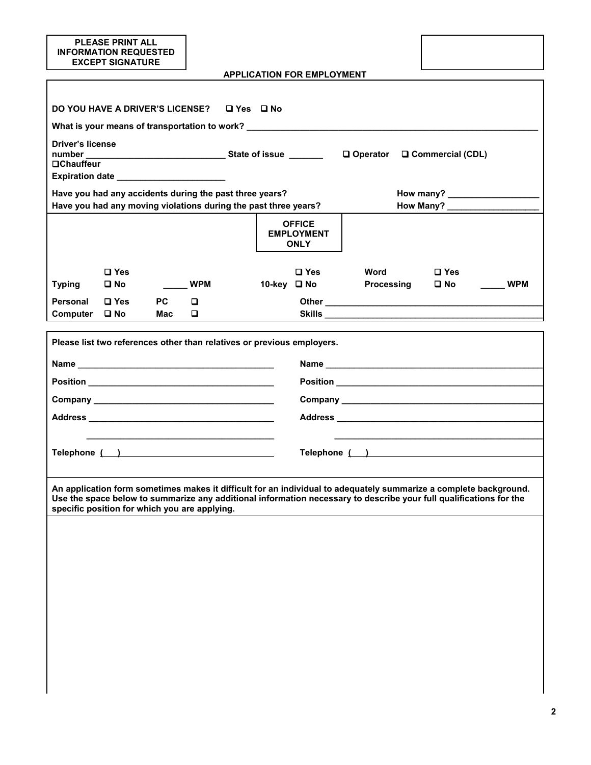**PLEASE PRINT ALL INFORMATION REQUESTED EXCEPT SIGNATURE**

## APPLICATION FOR EMPLOYMENT

**DO YOU HAVE A DRIVER'S LICENSE?** ❑ Yes ❑ No

**What is your means of transportation to work?** ____________________________________________

**Driver's license number** ____________________________ **State of issue** _______ ❑ Operator ❑ Commercial (CDL) ❑ Chauffeur

**Expiration date** ______________________

**Have you had any accidents during the past three years?** **How many?** ___________________

**Have you had any moving violations during the past three years?** **How Many?** ___________________

**OFFICE EMPLOYMENT ONLY**

| | | | | | | | |
|---|---|---|---|---|---|---|---|
| **Typing** | ❑ Yes ❑ No | _____ **WPM** | **10-key** | ❑ Yes ❑ No | **Word Processing** | ❑ Yes ❑ No | _____ **WPM** |
| **Personal Computer** | ❑ Yes ❑ No | **PC** ❑ **Mac** ❑ | | **Other Skills** _______________________________ | | | |

**Please list two references other than relatives or previous employers.**

**Name** ________________________________________ **Name** ________________________________________

**Position** ______________________________________ **Position** ______________________________________

**Company** _____________________________________ **Company** _____________________________________

**Address** ______________________________________ **Address** ______________________________________

________________________________________ ________________________________________

**Telephone** ( ) ______________________________ **Telephone** ( ) ______________________________

**An application form sometimes makes it difficult for an individual to adequately summarize a complete background. Use the space below to summarize any additional information necessary to describe your full qualifications for the specific position for which you are applying.**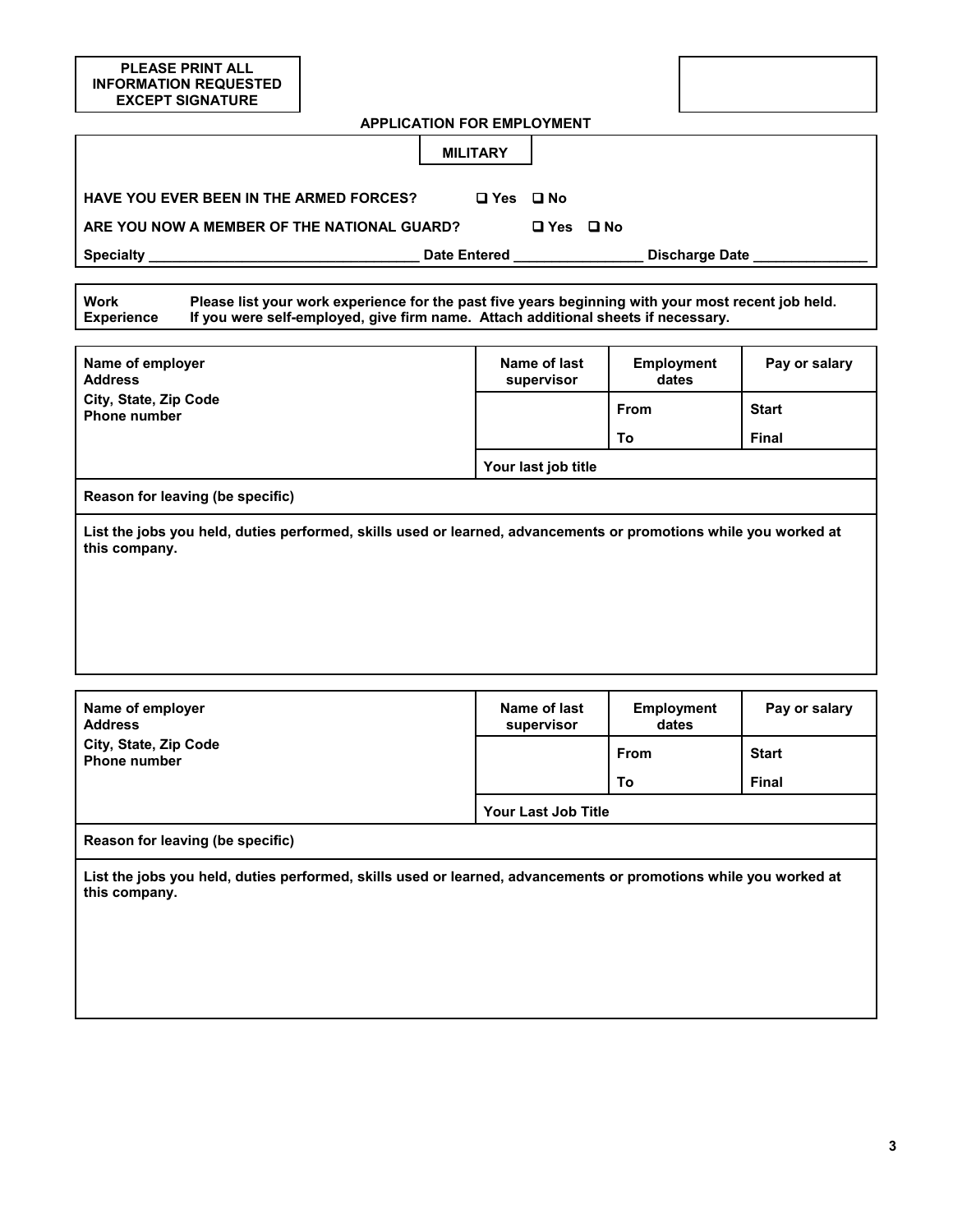**PLEASE PRINT ALL INFORMATION REQUESTED EXCEPT SIGNATURE**

## APPLICATION FOR EMPLOYMENT

### MILITARY

**HAVE YOU EVER BEEN IN THE ARMED FORCES?** ❑ Yes ❑ No

**ARE YOU NOW A MEMBER OF THE NATIONAL GUARD?** ❑ Yes ❑ No

**Specialty** _________________________________ **Date Entered** ________________ **Discharge Date** ______________

| **Work Experience** | **Please list your work experience for the past five years beginning with your most recent job held. If you were self-employed, give firm name. Attach additional sheets if necessary.** |
|---|---|

| **Name of employer**<br>**Address**<br>**City, State, Zip Code**<br>**Phone number** | **Name of last supervisor** | **Employment dates** | **Pay or salary** |
|---|---|---|---|
| | | **From** | **Start** |
| | | **To** | **Final** |
| | **Your last job title** | | |
| **Reason for leaving (be specific)** | | | |
| **List the jobs you held, duties performed, skills used or learned, advancements or promotions while you worked at this company.** | | | |

| **Name of employer**<br>**Address**<br>**City, State, Zip Code**<br>**Phone number** | **Name of last supervisor** | **Employment dates** | **Pay or salary** |
|---|---|---|---|
| | | **From** | **Start** |
| | | **To** | **Final** |
| | **Your Last Job Title** | | |
| **Reason for leaving (be specific)** | | | |
| **List the jobs you held, duties performed, skills used or learned, advancements or promotions while you worked at this company.** | | | |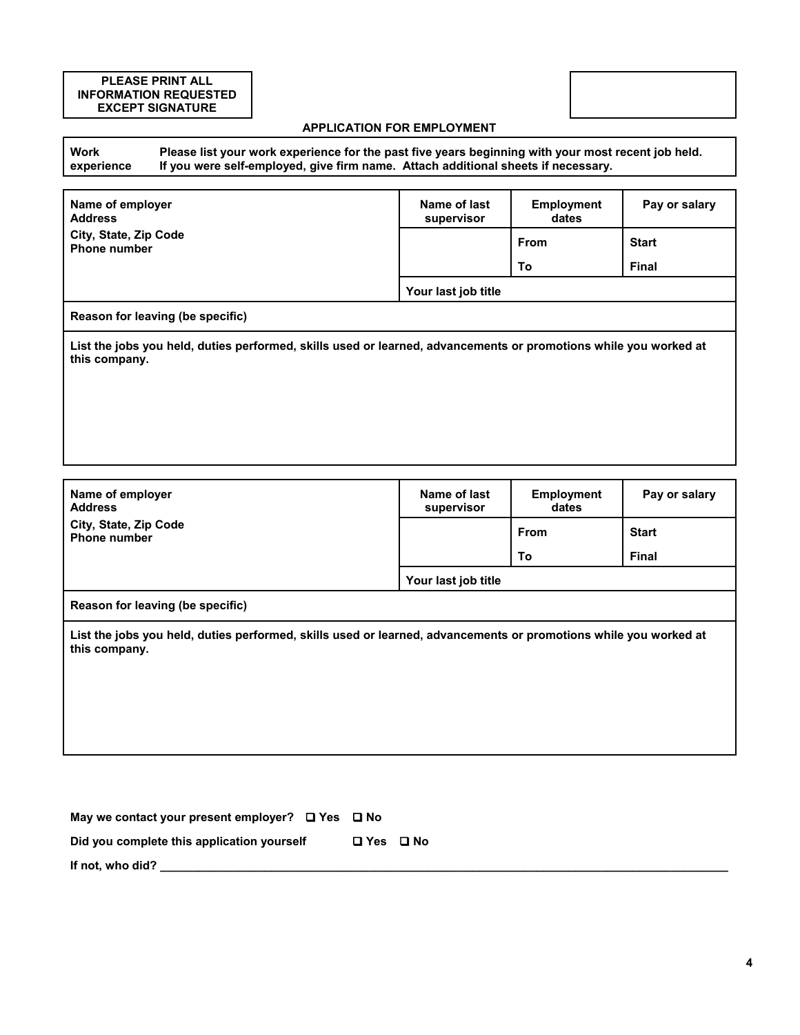**PLEASE PRINT ALL INFORMATION REQUESTED EXCEPT SIGNATURE**

**APPLICATION FOR EMPLOYMENT**

| **Work experience** | **Please list your work experience for the past five years beginning with your most recent job held. If you were self-employed, give firm name. Attach additional sheets if necessary.** |
|---|---|

| **Name of employer**<br>**Address**<br>**City, State, Zip Code**<br>**Phone number** | **Name of last supervisor** | **Employment dates** | **Pay or salary** |
|---|---|---|---|
| | | **From** | **Start** |
| | | **To** | **Final** |
| | **Your last job title** | | |
| **Reason for leaving (be specific)** | | | |
| **List the jobs you held, duties performed, skills used or learned, advancements or promotions while you worked at this company.** | | | |

| **Name of employer**<br>**Address**<br>**City, State, Zip Code**<br>**Phone number** | **Name of last supervisor** | **Employment dates** | **Pay or salary** |
|---|---|---|---|
| | | **From** | **Start** |
| | | **To** | **Final** |
| | **Your last job title** | | |
| **Reason for leaving (be specific)** | | | |
| **List the jobs you held, duties performed, skills used or learned, advancements or promotions while you worked at this company.** | | | |

**May we contact your present employer?** ☐ **Yes** ☐ **No**

**Did you complete this application yourself** ☐ **Yes** ☐ **No**

**If not, who did?** \_\_\_\_\_\_\_\_\_\_\_\_\_\_\_\_\_\_\_\_\_\_\_\_\_\_\_\_\_\_\_\_\_\_\_\_\_\_\_\_\_\_\_\_\_\_\_\_\_\_\_\_\_\_\_\_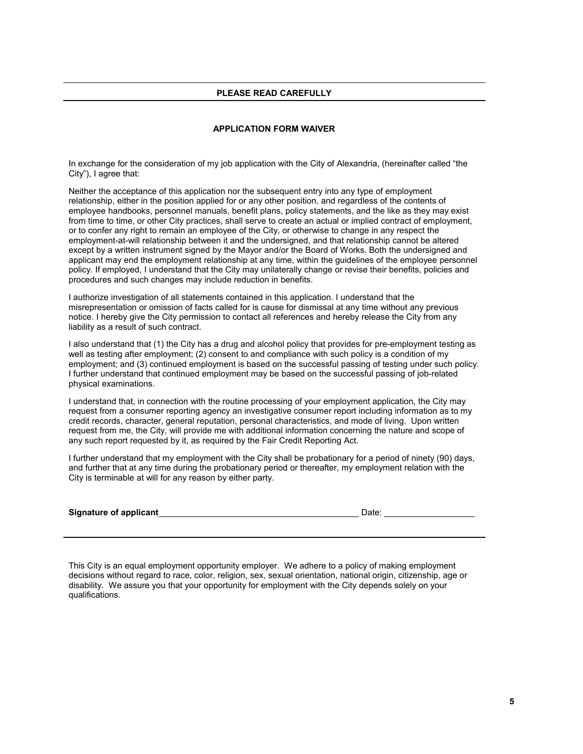**PLEASE READ CAREFULLY**

## APPLICATION FORM WAIVER

In exchange for the consideration of my job application with the City of Alexandria, (hereinafter called "the City"), I agree that:

Neither the acceptance of this application nor the subsequent entry into any type of employment relationship, either in the position applied for or any other position, and regardless of the contents of employee handbooks, personnel manuals, benefit plans, policy statements, and the like as they may exist from time to time, or other City practices, shall serve to create an actual or implied contract of employment, or to confer any right to remain an employee of the City, or otherwise to change in any respect the employment-at-will relationship between it and the undersigned, and that relationship cannot be altered except by a written instrument signed by the Mayor and/or the Board of Works. Both the undersigned and applicant may end the employment relationship at any time, within the guidelines of the employee personnel policy. If employed, I understand that the City may unilaterally change or revise their benefits, policies and procedures and such changes may include reduction in benefits.

I authorize investigation of all statements contained in this application. I understand that the misrepresentation or omission of facts called for is cause for dismissal at any time without any previous notice. I hereby give the City permission to contact all references and hereby release the City from any liability as a result of such contract.

I also understand that (1) the City has a drug and alcohol policy that provides for pre-employment testing as well as testing after employment; (2) consent to and compliance with such policy is a condition of my employment; and (3) continued employment is based on the successful passing of testing under such policy. I further understand that continued employment may be based on the successful passing of job-related physical examinations.

I understand that, in connection with the routine processing of your employment application, the City may request from a consumer reporting agency an investigative consumer report including information as to my credit records, character, general reputation, personal characteristics, and mode of living. Upon written request from me, the City, will provide me with additional information concerning the nature and scope of any such report requested by it, as required by the Fair Credit Reporting Act.

I further understand that my employment with the City shall be probationary for a period of ninety (90) days, and further that at any time during the probationary period or thereafter, my employment relation with the City is terminable at will for any reason by either party.

**Signature of applicant**__________________________________________ Date: ___________________

This City is an equal employment opportunity employer. We adhere to a policy of making employment decisions without regard to race, color, religion, sex, sexual orientation, national origin, citizenship, age or disability. We assure you that your opportunity for employment with the City depends solely on your qualifications.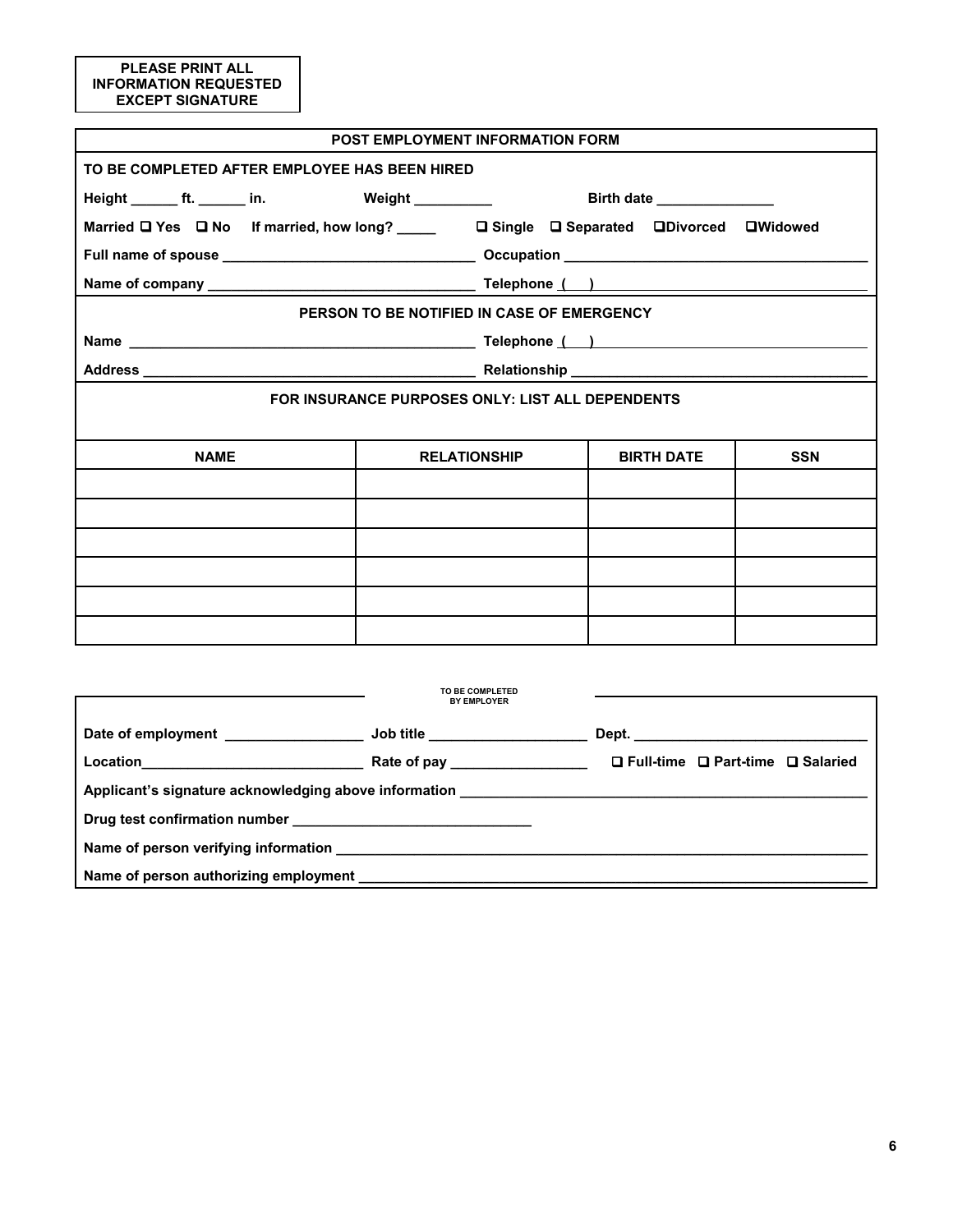**PLEASE PRINT ALL INFORMATION REQUESTED EXCEPT SIGNATURE**

## POST EMPLOYMENT INFORMATION FORM

**TO BE COMPLETED AFTER EMPLOYEE HAS BEEN HIRED**

Height ______ ft. ______ in. Weight __________ Birth date _______________

Married ❑ Yes ❑ No If married, how long? _____ ❑ Single ❑ Separated ❑Divorced ❑Widowed

Full name of spouse _______________________________ Occupation _____________________________________

Name of company _________________________________ Telephone (   ) ___________________________________

### PERSON TO BE NOTIFIED IN CASE OF EMERGENCY

Name ____________________________________________ Telephone (   ) ___________________________________

Address __________________________________________ Relationship ___________________________________

### FOR INSURANCE PURPOSES ONLY: LIST ALL DEPENDENTS

| NAME | RELATIONSHIP | BIRTH DATE | SSN |
|---|---|---|---|
| | | | |
| | | | |
| | | | |
| | | | |
| | | | |
| | | | |

**TO BE COMPLETED BY EMPLOYER**

Date of employment _________________ Job title ____________________ Dept. ______________________________

Location____________________________ Rate of pay _________________ ❑ Full-time ❑ Part-time ❑ Salaried

Applicant's signature acknowledging above information ___________________________________________________

Drug test confirmation number ______________________________

Name of person verifying information _____________________________________________________________________

Name of person authorizing employment ___________________________________________________________________